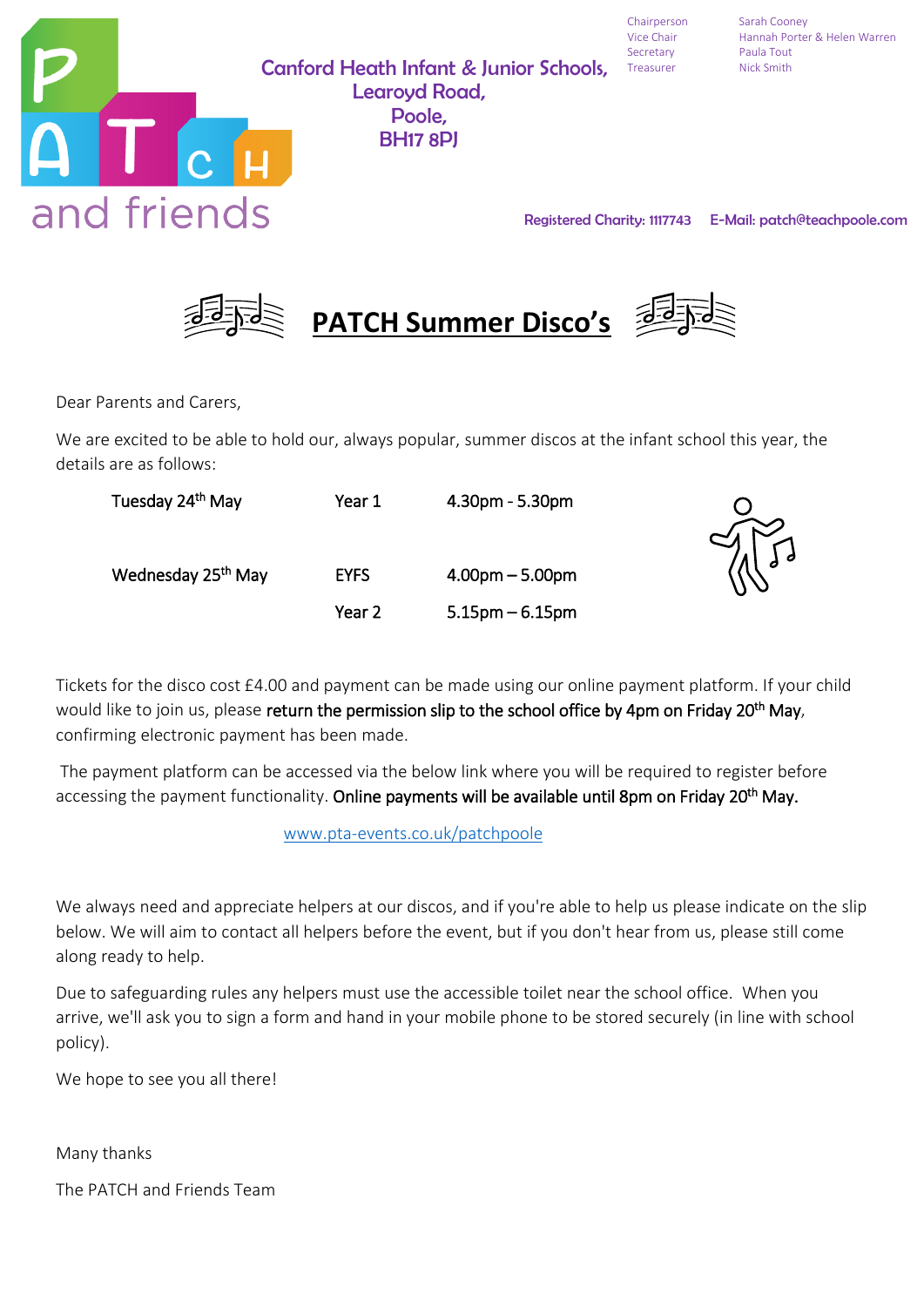Canford Heath Infant & Junior Schools,
Learoyd Road,
Poole,
BH17 8PJ

| | |
|---|---|
| Chairperson | Sarah Cooney |
| Vice Chair | Hannah Porter & Helen Warren |
| Secretary | Paula Tout |
| Treasurer | Nick Smith |

Registered Charity: 1117743 E-Mail: patch@teachpoole.com

# PATCH Summer Disco's

Dear Parents and Carers,

We are excited to be able to hold our, always popular, summer discos at the infant school this year, the details are as follows:

| | | |
|---|---|---|
| Tuesday 24th May | Year 1 | 4.30pm - 5.30pm |
| Wednesday 25th May | EYFS | 4.00pm – 5.00pm |
| | Year 2 | 5.15pm – 6.15pm |

Tickets for the disco cost £4.00 and payment can be made using our online payment platform. If your child would like to join us, please **return the permission slip to the school office by 4pm on Friday 20th May**, confirming electronic payment has been made.

The payment platform can be accessed via the below link where you will be required to register before accessing the payment functionality. **Online payments will be available until 8pm on Friday 20th May.**

www.pta-events.co.uk/patchpoole

We always need and appreciate helpers at our discos, and if you're able to help us please indicate on the slip below. We will aim to contact all helpers before the event, but if you don't hear from us, please still come along ready to help.

Due to safeguarding rules any helpers must use the accessible toilet near the school office. When you arrive, we'll ask you to sign a form and hand in your mobile phone to be stored securely (in line with school policy).

We hope to see you all there!

Many thanks

The PATCH and Friends Team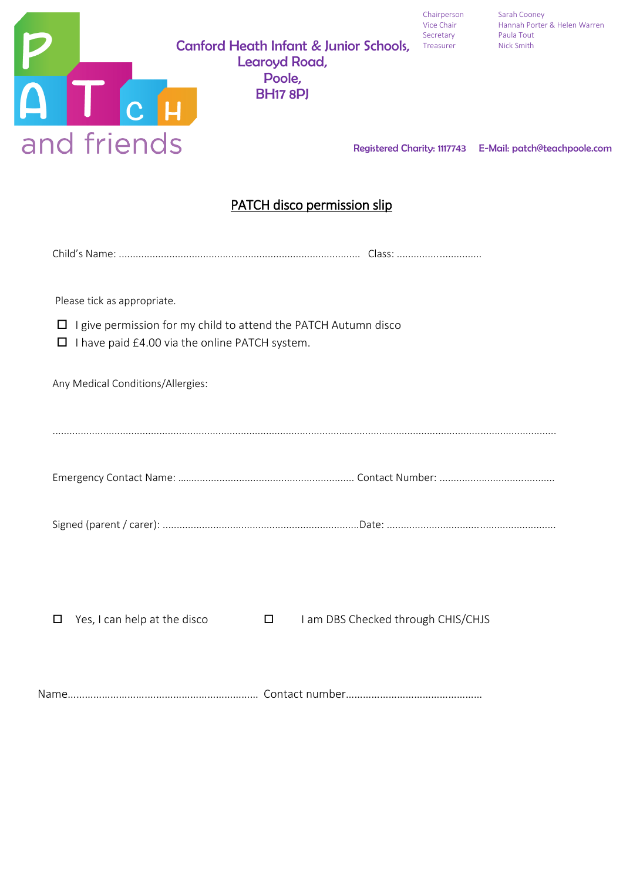PATCH and friends

Canford Heath Infant & Junior Schools,
Learoyd Road,
Poole,
BH17 8PJ

| | |
|---|---|
| Chairperson | Sarah Cooney |
| Vice Chair | Hannah Porter & Helen Warren |
| Secretary | Paula Tout |
| Treasurer | Nick Smith |

Registered Charity: 1117743 E-Mail: patch@teachpoole.com

## PATCH disco permission slip

Child's Name: ..................................................................................... Class: ..............................

Please tick as appropriate.

- ☐ I give permission for my child to attend the PATCH Autumn disco
- ☐ I have paid £4.00 via the online PATCH system.

Any Medical Conditions/Allergies:

.....................................................................................................................................................................................

Emergency Contact Name: ............................................................. Contact Number: .........................................

Signed (parent / carer): .....................................................................Date: .........................................................

☐ Yes, I can help at the disco ☐ I am DBS Checked through CHIS/CHJS

Name.................................................................. Contact number..............................................